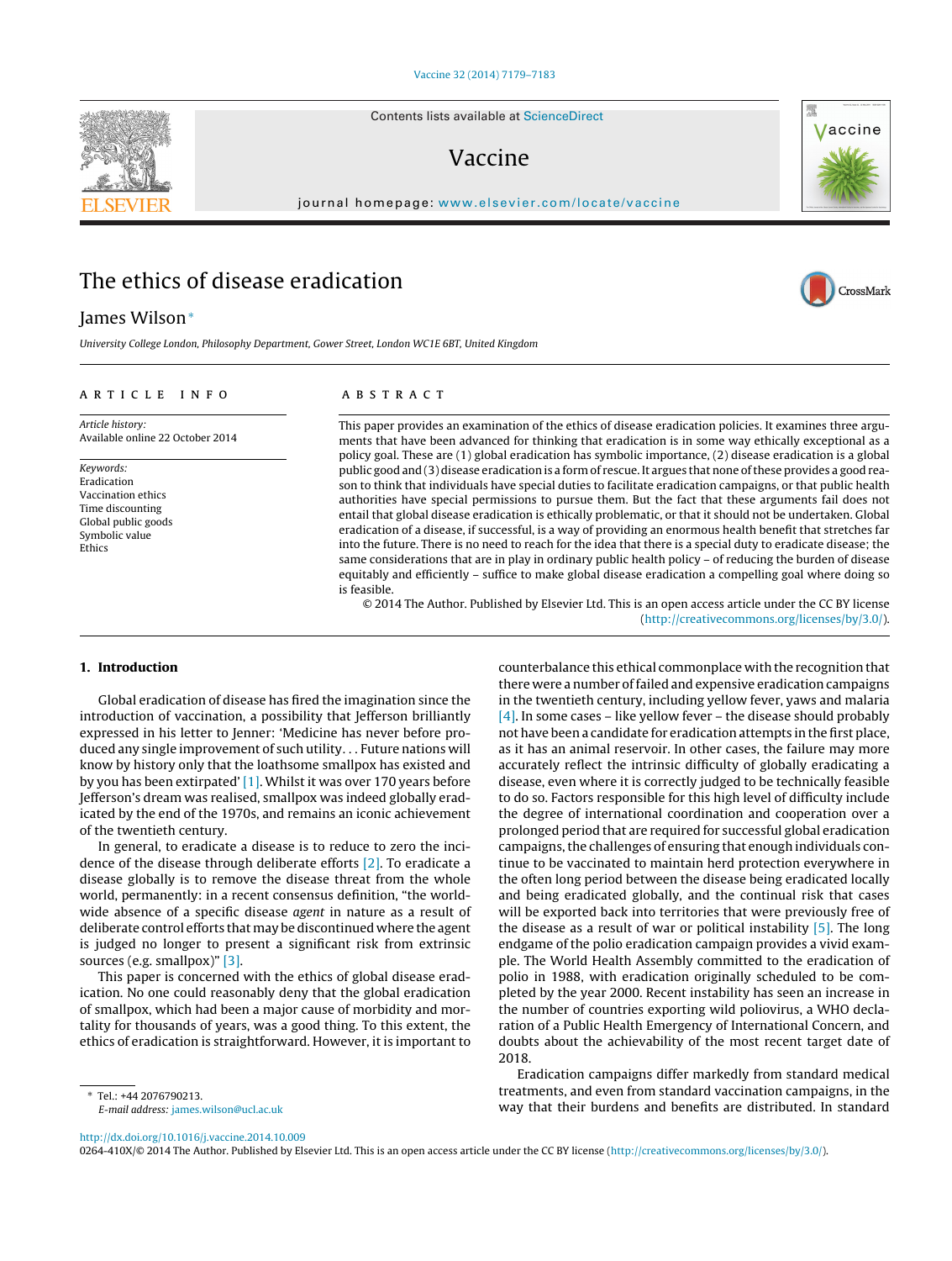# The ethics of disease eradication

James Wilson*

University College London, Philosophy Department, Gower Street, London WC1E 6BT, United Kingdom

## ARTICLE INFO

*Article history:*
Available online 22 October 2014

*Keywords:*
Eradication
Vaccination ethics
Time discounting
Global public goods
Symbolic value
Ethics

## ABSTRACT

This paper provides an examination of the ethics of disease eradication policies. It examines three arguments that have been advanced for thinking that eradication is in some way ethically exceptional as a policy goal. These are (1) global eradication has symbolic importance, (2) disease eradication is a global public good and (3) disease eradication is a form of rescue. It argues that none of these provides a good reason to think that individuals have special duties to facilitate eradication campaigns, or that public health authorities have special permissions to pursue them. But the fact that these arguments fail does not entail that global disease eradication is ethically problematic, or that it should not be undertaken. Global eradication of a disease, if successful, is a way of providing an enormous health benefit that stretches far into the future. There is no need to reach for the idea that there is a special duty to eradicate disease; the same considerations that are in play in ordinary public health policy – of reducing the burden of disease equitably and efficiently – suffice to make global disease eradication a compelling goal where doing so is feasible.

© 2014 The Author. Published by Elsevier Ltd. This is an open access article under the CC BY license (http://creativecommons.org/licenses/by/3.0/).

## 1. Introduction

Global eradication of disease has fired the imagination since the introduction of vaccination, a possibility that Jefferson brilliantly expressed in his letter to Jenner: 'Medicine has never before produced any single improvement of such utility... Future nations will know by history only that the loathsome smallpox has existed and by you has been extirpated' [1]. Whilst it was over 170 years before Jefferson's dream was realised, smallpox was indeed globally eradicated by the end of the 1970s, and remains an iconic achievement of the twentieth century.

In general, to eradicate a disease is to reduce to zero the incidence of the disease through deliberate efforts [2]. To eradicate a disease globally is to remove the disease threat from the whole world, permanently: in a recent consensus definition, "the worldwide absence of a specific disease *agent* in nature as a result of deliberate control efforts that may be discontinued where the agent is judged no longer to present a significant risk from extrinsic sources (e.g. smallpox)" [3].

This paper is concerned with the ethics of global disease eradication. No one could reasonably deny that the global eradication of smallpox, which had been a major cause of morbidity and mortality for thousands of years, was a good thing. To this extent, the ethics of eradication is straightforward. However, it is important to counterbalance this ethical commonplace with the recognition that there were a number of failed and expensive eradication campaigns in the twentieth century, including yellow fever, yaws and malaria [4]. In some cases – like yellow fever – the disease should probably not have been a candidate for eradication attempts in the first place, as it has an animal reservoir. In other cases, the failure may more accurately reflect the intrinsic difficulty of globally eradicating a disease, even where it is correctly judged to be technically feasible to do so. Factors responsible for this high level of difficulty include the degree of international coordination and cooperation over a prolonged period that are required for successful global eradication campaigns, the challenges of ensuring that enough individuals continue to be vaccinated to maintain herd protection everywhere in the often long period between the disease being eradicated locally and being eradicated globally, and the continual risk that cases will be exported back into territories that were previously free of the disease as a result of war or political instability [5]. The long endgame of the polio eradication campaign provides a vivid example. The World Health Assembly committed to the eradication of polio in 1988, with eradication originally scheduled to be completed by the year 2000. Recent instability has seen an increase in the number of countries exporting wild poliovirus, a WHO declaration of a Public Health Emergency of International Concern, and doubts about the achievability of the most recent target date of 2018.

Eradication campaigns differ markedly from standard medical treatments, and even from standard vaccination campaigns, in the way that their burdens and benefits are distributed. In standard

* Tel.: +44 2076790213.
*E-mail address:* james.wilson@ucl.ac.uk

http://dx.doi.org/10.1016/j.vaccine.2014.10.009
0264-410X/© 2014 The Author. Published by Elsevier Ltd. This is an open access article under the CC BY license (http://creativecommons.org/licenses/by/3.0/).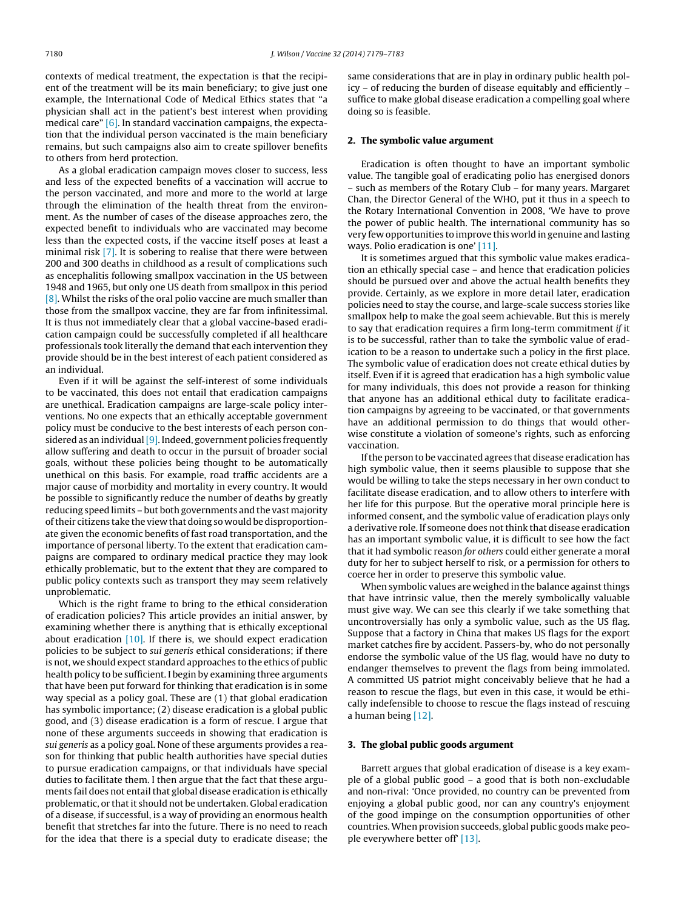contexts of medical treatment, the expectation is that the recipient of the treatment will be its main beneficiary; to give just one example, the International Code of Medical Ethics states that "a physician shall act in the patient's best interest when providing medical care" [6]. In standard vaccination campaigns, the expectation that the individual person vaccinated is the main beneficiary remains, but such campaigns also aim to create spillover benefits to others from herd protection.

As a global eradication campaign moves closer to success, less and less of the expected benefits of a vaccination will accrue to the person vaccinated, and more and more to the world at large through the elimination of the health threat from the environment. As the number of cases of the disease approaches zero, the expected benefit to individuals who are vaccinated may become less than the expected costs, if the vaccine itself poses at least a minimal risk [7]. It is sobering to realise that there were between 200 and 300 deaths in childhood as a result of complications such as encephalitis following smallpox vaccination in the US between 1948 and 1965, but only one US death from smallpox in this period [8]. Whilst the risks of the oral polio vaccine are much smaller than those from the smallpox vaccine, they are far from infinitesimal. It is thus not immediately clear that a global vaccine-based eradication campaign could be successfully completed if all healthcare professionals took literally the demand that each intervention they provide should be in the best interest of each patient considered as an individual.

Even if it will be against the self-interest of some individuals to be vaccinated, this does not entail that eradication campaigns are unethical. Eradication campaigns are large-scale policy interventions. No one expects that an ethically acceptable government policy must be conducive to the best interests of each person considered as an individual [9]. Indeed, government policies frequently allow suffering and death to occur in the pursuit of broader social goals, without these policies being thought to be automatically unethical on this basis. For example, road traffic accidents are a major cause of morbidity and mortality in every country. It would be possible to significantly reduce the number of deaths by greatly reducing speed limits – but both governments and the vast majority of their citizens take the view that doing so would be disproportionate given the economic benefits of fast road transportation, and the importance of personal liberty. To the extent that eradication campaigns are compared to ordinary medical practice they may look ethically problematic, but to the extent that they are compared to public policy contexts such as transport they may seem relatively unproblematic.

Which is the right frame to bring to the ethical consideration of eradication policies? This article provides an initial answer, by examining whether there is anything that is ethically exceptional about eradication [10]. If there is, we should expect eradication policies to be subject to *sui generis* ethical considerations; if there is not, we should expect standard approaches to the ethics of public health policy to be sufficient. I begin by examining three arguments that have been put forward for thinking that eradication is in some way special as a policy goal. These are (1) that global eradication has symbolic importance; (2) disease eradication is a global public good, and (3) disease eradication is a form of rescue. I argue that none of these arguments succeeds in showing that eradication is *sui generis* as a policy goal. None of these arguments provides a reason for thinking that public health authorities have special duties to pursue eradication campaigns, or that individuals have special duties to facilitate them. I then argue that the fact that these arguments fail does not entail that global disease eradication is ethically problematic, or that it should not be undertaken. Global eradication of a disease, if successful, is a way of providing an enormous health benefit that stretches far into the future. There is no need to reach for the idea that there is a special duty to eradicate disease; the same considerations that are in play in ordinary public health policy – of reducing the burden of disease equitably and efficiently – suffice to make global disease eradication a compelling goal where doing so is feasible.

## 2. The symbolic value argument

Eradication is often thought to have an important symbolic value. The tangible goal of eradicating polio has energised donors – such as members of the Rotary Club – for many years. Margaret Chan, the Director General of the WHO, put it thus in a speech to the Rotary International Convention in 2008, 'We have to prove the power of public health. The international community has so very few opportunities to improve this world in genuine and lasting ways. Polio eradication is one' [11].

It is sometimes argued that this symbolic value makes eradication an ethically special case – and hence that eradication policies should be pursued over and above the actual health benefits they provide. Certainly, as we explore in more detail later, eradication policies need to stay the course, and large-scale success stories like smallpox help to make the goal seem achievable. But this is merely to say that eradication requires a firm long-term commitment *if* it is to be successful, rather than to take the symbolic value of eradication to be a reason to undertake such a policy in the first place. The symbolic value of eradication does not create ethical duties by itself. Even if it is agreed that eradication has a high symbolic value for many individuals, this does not provide a reason for thinking that anyone has an additional ethical duty to facilitate eradication campaigns by agreeing to be vaccinated, or that governments have an additional permission to do things that would otherwise constitute a violation of someone's rights, such as enforcing vaccination.

If the person to be vaccinated agrees that disease eradication has high symbolic value, then it seems plausible to suppose that she would be willing to take the steps necessary in her own conduct to facilitate disease eradication, and to allow others to interfere with her life for this purpose. But the operative moral principle here is informed consent, and the symbolic value of eradication plays only a derivative role. If someone does not think that disease eradication has an important symbolic value, it is difficult to see how the fact that it had symbolic reason *for others* could either generate a moral duty for her to subject herself to risk, or a permission for others to coerce her in order to preserve this symbolic value.

When symbolic values are weighed in the balance against things that have intrinsic value, then the merely symbolically valuable must give way. We can see this clearly if we take something that uncontroversially has only a symbolic value, such as the US flag. Suppose that a factory in China that makes US flags for the export market catches fire by accident. Passers-by, who do not personally endorse the symbolic value of the US flag, would have no duty to endanger themselves to prevent the flags from being immolated. A committed US patriot might conceivably believe that he had a reason to rescue the flags, but even in this case, it would be ethically indefensible to choose to rescue the flags instead of rescuing a human being [12].

## 3. The global public goods argument

Barrett argues that global eradication of disease is a key example of a global public good – a good that is both non-excludable and non-rival: 'Once provided, no country can be prevented from enjoying a global public good, nor can any country's enjoyment of the good impinge on the consumption opportunities of other countries. When provision succeeds, global public goods make people everywhere better off' [13].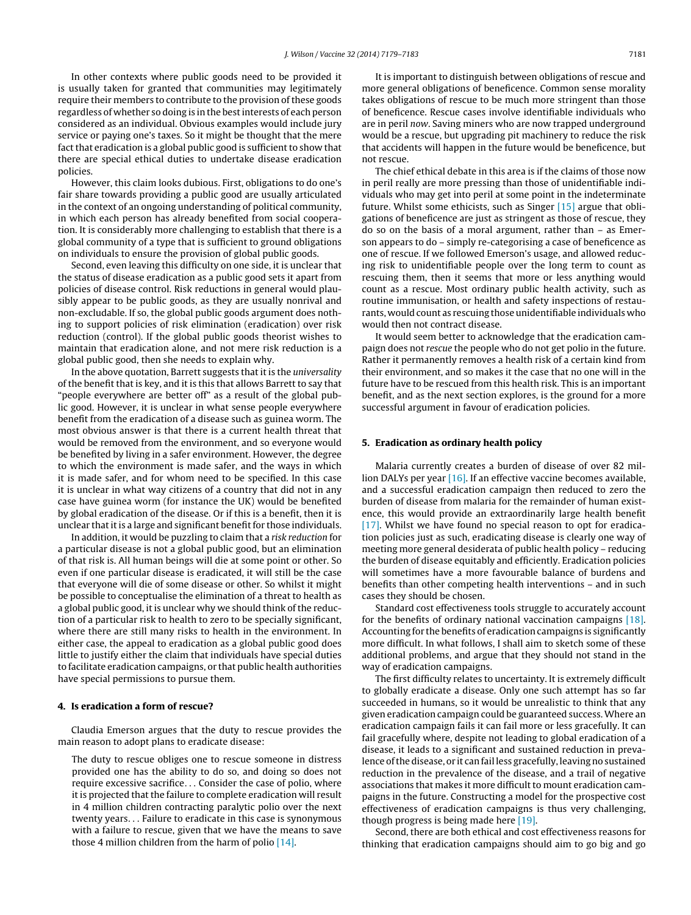In other contexts where public goods need to be provided it is usually taken for granted that communities may legitimately require their members to contribute to the provision of these goods regardless of whether so doing is in the best interests of each person considered as an individual. Obvious examples would include jury service or paying one's taxes. So it might be thought that the mere fact that eradication is a global public good is sufficient to show that there are special ethical duties to undertake disease eradication policies.

However, this claim looks dubious. First, obligations to do one's fair share towards providing a public good are usually articulated in the context of an ongoing understanding of political community, in which each person has already benefited from social cooperation. It is considerably more challenging to establish that there is a global community of a type that is sufficient to ground obligations on individuals to ensure the provision of global public goods.

Second, even leaving this difficulty on one side, it is unclear that the status of disease eradication as a public good sets it apart from policies of disease control. Risk reductions in general would plausibly appear to be public goods, as they are usually nonrival and non-excludable. If so, the global public goods argument does nothing to support policies of risk elimination (eradication) over risk reduction (control). If the global public goods theorist wishes to maintain that eradication alone, and not mere risk reduction is a global public good, then she needs to explain why.

In the above quotation, Barrett suggests that it is the *universality* of the benefit that is key, and it is this that allows Barrett to say that "people everywhere are better off" as a result of the global public good. However, it is unclear in what sense people everywhere benefit from the eradication of a disease such as guinea worm. The most obvious answer is that there is a current health threat that would be removed from the environment, and so everyone would be benefited by living in a safer environment. However, the degree to which the environment is made safer, and the ways in which it is made safer, and for whom need to be specified. In this case it is unclear in what way citizens of a country that did not in any case have guinea worm (for instance the UK) would be benefited by global eradication of the disease. Or if this is a benefit, then it is unclear that it is a large and significant benefit for those individuals.

In addition, it would be puzzling to claim that a *risk reduction* for a particular disease is not a global public good, but an elimination of that risk is. All human beings will die at some point or other. So even if one particular disease is eradicated, it will still be the case that everyone will die of some disease or other. So whilst it might be possible to conceptualise the elimination of a threat to health as a global public good, it is unclear why we should think of the reduction of a particular risk to health to zero to be specially significant, where there are still many risks to health in the environment. In either case, the appeal to eradication as a global public good does little to justify either the claim that individuals have special duties to facilitate eradication campaigns, or that public health authorities have special permissions to pursue them.

## 4. Is eradication a form of rescue?

Claudia Emerson argues that the duty to rescue provides the main reason to adopt plans to eradicate disease:

> The duty to rescue obliges one to rescue someone in distress provided one has the ability to do so, and doing so does not require excessive sacrifice... Consider the case of polio, where it is projected that the failure to complete eradication will result in 4 million children contracting paralytic polio over the next twenty years... Failure to eradicate in this case is synonymous with a failure to rescue, given that we have the means to save those 4 million children from the harm of polio [14].

It is important to distinguish between obligations of rescue and more general obligations of beneficence. Common sense morality takes obligations of rescue to be much more stringent than those of beneficence. Rescue cases involve identifiable individuals who are in peril *now*. Saving miners who are now trapped underground would be a rescue, but upgrading pit machinery to reduce the risk that accidents will happen in the future would be beneficence, but not rescue.

The chief ethical debate in this area is if the claims of those now in peril really are more pressing than those of unidentifiable individuals who may get into peril at some point in the indeterminate future. Whilst some ethicists, such as Singer [15] argue that obligations of beneficence are just as stringent as those of rescue, they do so on the basis of a moral argument, rather than – as Emerson appears to do – simply re-categorising a case of beneficence as one of rescue. If we followed Emerson's usage, and allowed reducing risk to unidentifiable people over the long term to count as rescuing them, then it seems that more or less anything would count as a rescue. Most ordinary public health activity, such as routine immunisation, or health and safety inspections of restaurants, would count as rescuing those unidentifiable individuals who would then not contract disease.

It would seem better to acknowledge that the eradication campaign does not *rescue* the people who do not get polio in the future. Rather it permanently removes a health risk of a certain kind from their environment, and so makes it the case that no one will in the future have to be rescued from this health risk. This is an important benefit, and as the next section explores, is the ground for a more successful argument in favour of eradication policies.

## 5. Eradication as ordinary health policy

Malaria currently creates a burden of disease of over 82 million DALYs per year [16]. If an effective vaccine becomes available, and a successful eradication campaign then reduced to zero the burden of disease from malaria for the remainder of human existence, this would provide an extraordinarily large health benefit [17]. Whilst we have found no special reason to opt for eradication policies just as such, eradicating disease is clearly one way of meeting more general desiderata of public health policy – reducing the burden of disease equitably and efficiently. Eradication policies will sometimes have a more favourable balance of burdens and benefits than other competing health interventions – and in such cases they should be chosen.

Standard cost effectiveness tools struggle to accurately account for the benefits of ordinary national vaccination campaigns [18]. Accounting for the benefits of eradication campaigns is significantly more difficult. In what follows, I shall aim to sketch some of these additional problems, and argue that they should not stand in the way of eradication campaigns.

The first difficulty relates to uncertainty. It is extremely difficult to globally eradicate a disease. Only one such attempt has so far succeeded in humans, so it would be unrealistic to think that any given eradication campaign could be guaranteed success. Where an eradication campaign fails it can fail more or less gracefully. It can fail gracefully where, despite not leading to global eradication of a disease, it leads to a significant and sustained reduction in prevalence of the disease, or it can fail less gracefully, leaving no sustained reduction in the prevalence of the disease, and a trail of negative associations that makes it more difficult to mount eradication campaigns in the future. Constructing a model for the prospective cost effectiveness of eradication campaigns is thus very challenging, though progress is being made here [19].

Second, there are both ethical and cost effectiveness reasons for thinking that eradication campaigns should aim to go big and go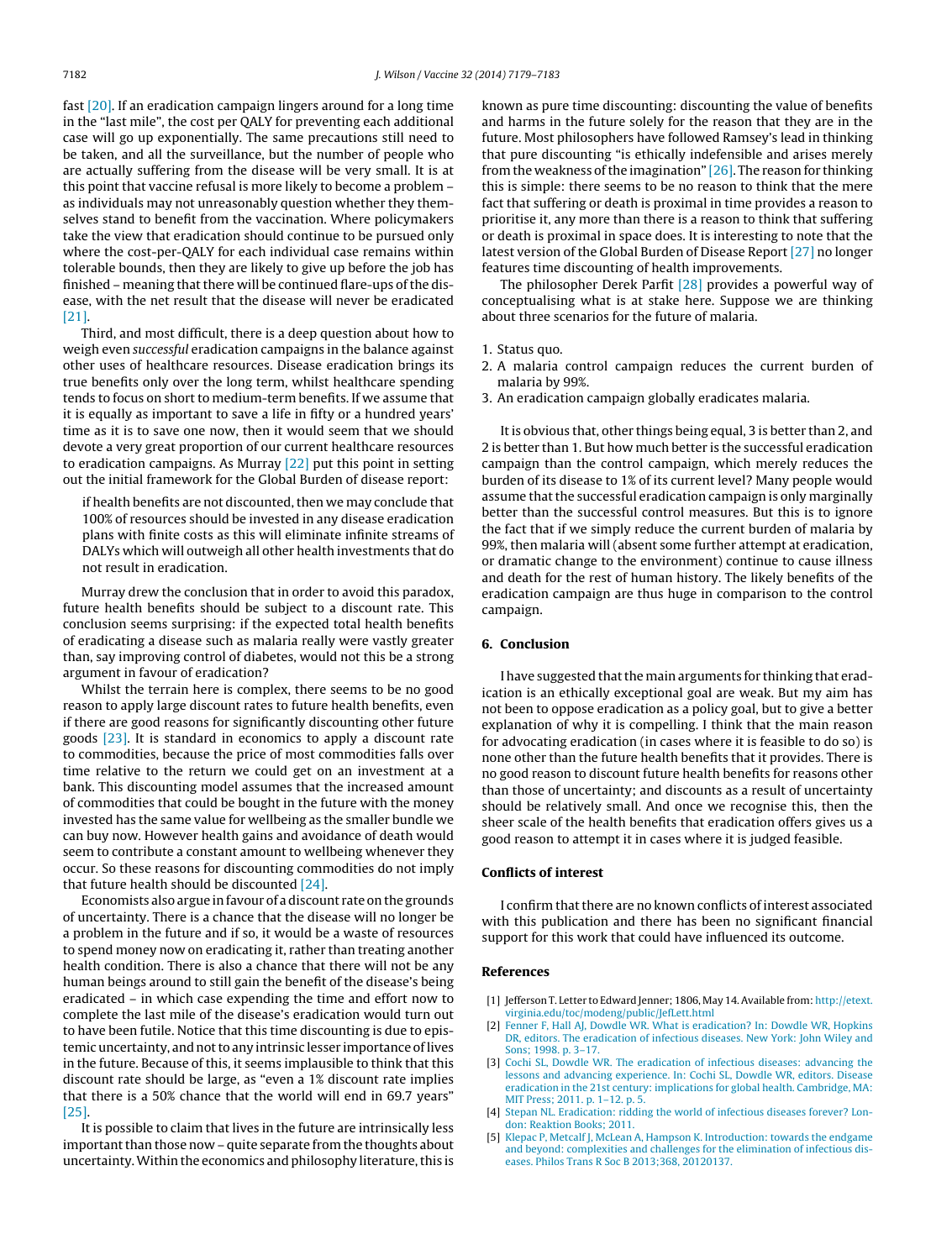fast [20]. If an eradication campaign lingers around for a long time in the "last mile", the cost per QALY for preventing each additional case will go up exponentially. The same precautions still need to be taken, and all the surveillance, but the number of people who are actually suffering from the disease will be very small. It is at this point that vaccine refusal is more likely to become a problem – as individuals may not unreasonably question whether they themselves stand to benefit from the vaccination. Where policymakers take the view that eradication should continue to be pursued only where the cost-per-QALY for each individual case remains within tolerable bounds, then they are likely to give up before the job has finished – meaning that there will be continued flare-ups of the disease, with the net result that the disease will never be eradicated [21].

Third, and most difficult, there is a deep question about how to weigh even *successful* eradication campaigns in the balance against other uses of healthcare resources. Disease eradication brings its true benefits only over the long term, whilst healthcare spending tends to focus on short to medium-term benefits. If we assume that it is equally as important to save a life in fifty or a hundred years' time as it is to save one now, then it would seem that we should devote a very great proportion of our current healthcare resources to eradication campaigns. As Murray [22] put this point in setting out the initial framework for the Global Burden of disease report:

> if health benefits are not discounted, then we may conclude that 100% of resources should be invested in any disease eradication plans with finite costs as this will eliminate infinite streams of DALYs which will outweigh all other health investments that do not result in eradication.

Murray drew the conclusion that in order to avoid this paradox, future health benefits should be subject to a discount rate. This conclusion seems surprising: if the expected total health benefits of eradicating a disease such as malaria really were vastly greater than, say improving control of diabetes, would not this be a strong argument in favour of eradication?

Whilst the terrain here is complex, there seems to be no good reason to apply large discount rates to future health benefits, even if there are good reasons for significantly discounting other future goods [23]. It is standard in economics to apply a discount rate to commodities, because the price of most commodities falls over time relative to the return we could get on an investment at a bank. This discounting model assumes that the increased amount of commodities that could be bought in the future with the money invested has the same value for wellbeing as the smaller bundle we can buy now. However health gains and avoidance of death would seem to contribute a constant amount to wellbeing whenever they occur. So these reasons for discounting commodities do not imply that future health should be discounted [24].

Economists also argue in favour of a discount rate on the grounds of uncertainty. There is a chance that the disease will no longer be a problem in the future and if so, it would be a waste of resources to spend money now on eradicating it, rather than treating another health condition. There is also a chance that there will not be any human beings around to still gain the benefit of the disease's being eradicated – in which case expending the time and effort now to complete the last mile of the disease's eradication would turn out to have been futile. Notice that this time discounting is due to epistemic uncertainty, and not to any intrinsic lesser importance of lives in the future. Because of this, it seems implausible to think that this discount rate should be large, as "even a 1% discount rate implies that there is a 50% chance that the world will end in 69.7 years" [25].

It is possible to claim that lives in the future are intrinsically less important than those now – quite separate from the thoughts about uncertainty. Within the economics and philosophy literature, this is known as pure time discounting: discounting the value of benefits and harms in the future solely for the reason that they are in the future. Most philosophers have followed Ramsey's lead in thinking that pure discounting "is ethically indefensible and arises merely from the weakness of the imagination" [26]. The reason for thinking this is simple: there seems to be no reason to think that the mere fact that suffering or death is proximal in time provides a reason to prioritise it, any more than there is a reason to think that suffering or death is proximal in space does. It is interesting to note that the latest version of the Global Burden of Disease Report [27] no longer features time discounting of health improvements.

The philosopher Derek Parfit [28] provides a powerful way of conceptualising what is at stake here. Suppose we are thinking about three scenarios for the future of malaria.

1. Status quo.
2. A malaria control campaign reduces the current burden of malaria by 99%.
3. An eradication campaign globally eradicates malaria.

It is obvious that, other things being equal, 3 is better than 2, and 2 is better than 1. But how much better is the successful eradication campaign than the control campaign, which merely reduces the burden of its disease to 1% of its current level? Many people would assume that the successful eradication campaign is only marginally better than the successful control measures. But this is to ignore the fact that if we simply reduce the current burden of malaria by 99%, then malaria will (absent some further attempt at eradication, or dramatic change to the environment) continue to cause illness and death for the rest of human history. The likely benefits of the eradication campaign are thus huge in comparison to the control campaign.

## 6. Conclusion

I have suggested that the main arguments for thinking that eradication is an ethically exceptional goal are weak. But my aim has not been to oppose eradication as a policy goal, but to give a better explanation of why it is compelling. I think that the main reason for advocating eradication (in cases where it is feasible to do so) is none other than the future health benefits that it provides. There is no good reason to discount future health benefits for reasons other than those of uncertainty; and discounts as a result of uncertainty should be relatively small. And once we recognise this, then the sheer scale of the health benefits that eradication offers gives us a good reason to attempt it in cases where it is judged feasible.

## Conflicts of interest

I confirm that there are no known conflicts of interest associated with this publication and there has been no significant financial support for this work that could have influenced its outcome.

## References

[1] Jefferson T. Letter to Edward Jenner; 1806, May 14. Available from: http://etext.virginia.edu/toc/modeng/public/JefLett.html

[2] Fenner F, Hall AJ, Dowdle WR. What is eradication? In: Dowdle WR, Hopkins DR, editors. The eradication of infectious diseases. New York: John Wiley and Sons; 1998. p. 3–17.

[3] Cochi SL, Dowdle WR. The eradication of infectious diseases: advancing the lessons and advancing experience. In: Cochi SL, Dowdle WR, editors. Disease eradication in the 21st century: implications for global health. Cambridge, MA: MIT Press; 2011. p. 1–12. p. 5.

[4] Stepan NL. Eradication: ridding the world of infectious diseases forever? London: Reaktion Books; 2011.

[5] Klepac P, Metcalf J, McLean A, Hampson K. Introduction: towards the endgame and beyond: complexities and challenges for the elimination of infectious diseases. Philos Trans R Soc B 2013;368, 20120137.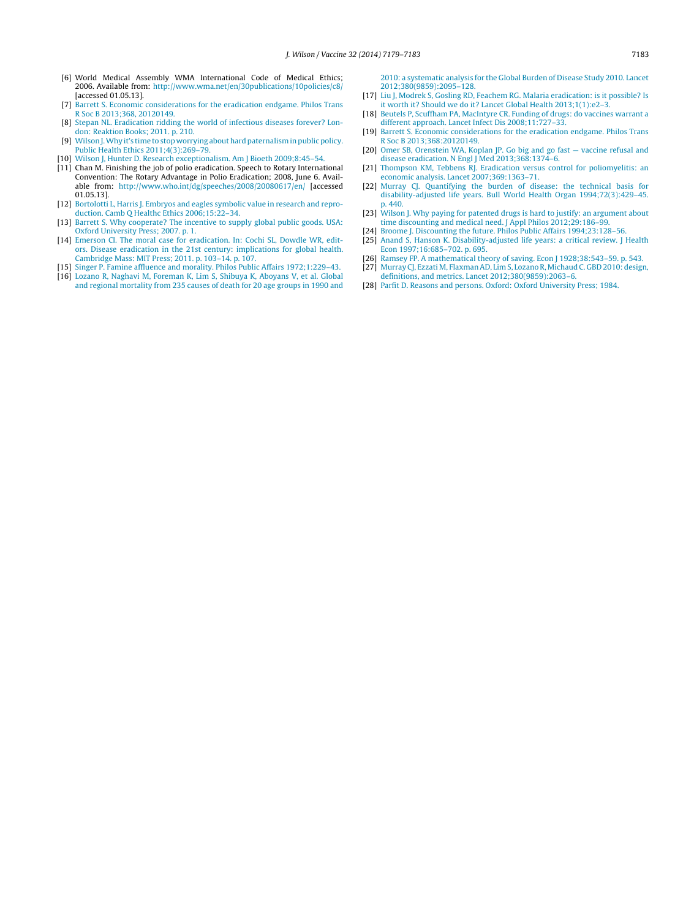[6] World Medical Assembly WMA International Code of Medical Ethics; 2006. Available from: http://www.wma.net/en/30publications/10policies/c8/ [accessed 01.05.13].

[7] Barrett S. Economic considerations for the eradication endgame. Philos Trans R Soc B 2013;368, 20120149.

[8] Stepan NL. Eradication ridding the world of infectious diseases forever? London: Reaktion Books; 2011. p. 210.

[9] Wilson J. Why it's time to stop worrying about hard paternalism in public policy. Public Health Ethics 2011;4(3):269–79.

[10] Wilson J, Hunter D. Research exceptionalism. Am J Bioeth 2009;8:45–54.

[11] Chan M. Finishing the job of polio eradication. Speech to Rotary International Convention: The Rotary Advantage in Polio Eradication; 2008, June 6. Available from: http://www.who.int/dg/speeches/2008/20080617/en/ [accessed 01.05.13].

[12] Bortolotti L, Harris J. Embryos and eagles symbolic value in research and reproduction. Camb Q Healthc Ethics 2006;15:22–34.

[13] Barrett S. Why cooperate? The incentive to supply global public goods. USA: Oxford University Press; 2007. p. 1.

[14] Emerson CI. The moral case for eradication. In: Cochi SL, Dowdle WR, editors. Disease eradication in the 21st century: implications for global health. Cambridge Mass: MIT Press; 2011. p. 103–14. p. 107.

[15] Singer P. Famine affluence and morality. Philos Public Affairs 1972;1:229–43.

[16] Lozano R, Naghavi M, Foreman K, Lim S, Shibuya K, Aboyans V, et al. Global and regional mortality from 235 causes of death for 20 age groups in 1990 and 2010: a systematic analysis for the Global Burden of Disease Study 2010. Lancet 2012;380(9859):2095–128.

[17] Liu J, Modrek S, Gosling RD, Feachem RG. Malaria eradication: is it possible? Is it worth it? Should we do it? Lancet Global Health 2013;1(1):e2–3.

[18] Beutels P, Scuffham PA, MacIntyre CR. Funding of drugs: do vaccines warrant a different approach. Lancet Infect Dis 2008;11:727–33.

[19] Barrett S. Economic considerations for the eradication endgame. Philos Trans R Soc B 2013;368:20120149.

[20] Omer SB, Orenstein WA, Koplan JP. Go big and go fast — vaccine refusal and disease eradication. N Engl J Med 2013;368:1374–6.

[21] Thompson KM, Tebbens RJ. Eradication versus control for poliomyelitis: an economic analysis. Lancet 2007;369:1363–71.

[22] Murray CJ. Quantifying the burden of disease: the technical basis for disability-adjusted life years. Bull World Health Organ 1994;72(3):429–45. p. 440.

[23] Wilson J. Why paying for patented drugs is hard to justify: an argument about time discounting and medical need. J Appl Philos 2012;29:186–99.

[24] Broome J. Discounting the future. Philos Public Affairs 1994;23:128–56.

[25] Anand S, Hanson K. Disability-adjusted life years: a critical review. J Health Econ 1997;16:685–702. p. 695.

[26] Ramsey FP. A mathematical theory of saving. Econ J 1928;38:543–59. p. 543.

[27] Murray CJ, Ezzati M, Flaxman AD, Lim S, Lozano R, Michaud C. GBD 2010: design, definitions, and metrics. Lancet 2012;380(9859):2063–6.

[28] Parfit D. Reasons and persons. Oxford: Oxford University Press; 1984.